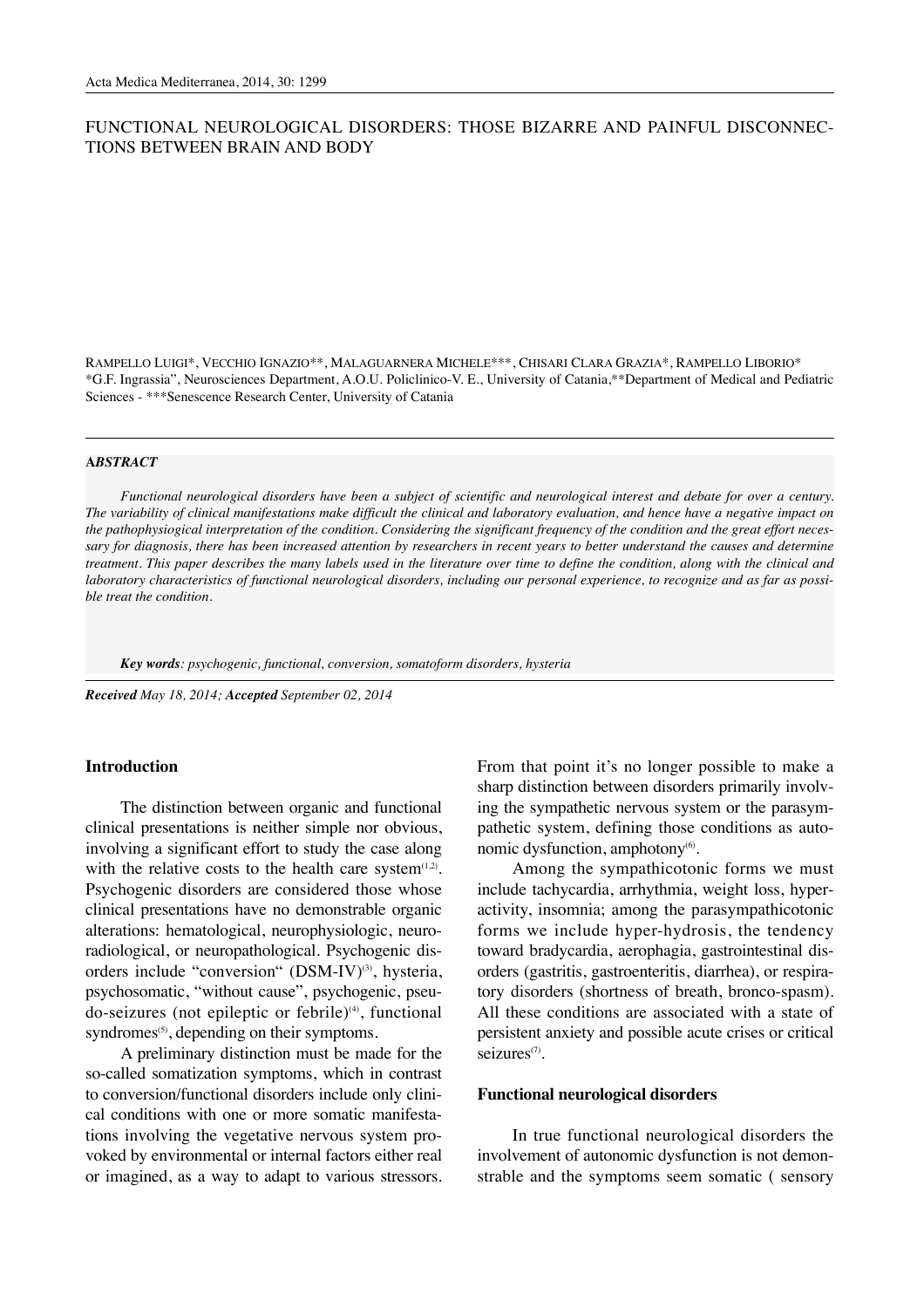# FUNCTIONAL NEUROLOGICAL DISORDERS: THOSE BIZARRE AND PAINFUL DISCONNECTIONS BETWEEN BRAIN AND BODY

Rampello Luigi*, Vecchio Ignazio**, Malaguarnera Michele***, Chisari Clara Grazia*, Rampello Liborio*

*G.F. Ingrassia", Neurosciences Department, A.O.U. Policlinico-V. E., University of Catania,**Department of Medical and Pediatric Sciences - ***Senescence Research Center, University of Catania

## ABSTRACT

*Functional neurological disorders have been a subject of scientific and neurological interest and debate for over a century. The variability of clinical manifestations make difficult the clinical and laboratory evaluation, and hence have a negative impact on the pathophysiogical interpretation of the condition. Considering the significant frequency of the condition and the great effort necessary for diagnosis, there has been increased attention by researchers in recent years to better understand the causes and determine treatment. This paper describes the many labels used in the literature over time to define the condition, along with the clinical and laboratory characteristics of functional neurological disorders, including our personal experience, to recognize and as far as possible treat the condition.*

***Key words**: psychogenic, functional, conversion, somatoform disorders, hysteria*

***Received** May 18, 2014; **Accepted** September 02, 2014*

## Introduction

The distinction between organic and functional clinical presentations is neither simple nor obvious, involving a significant effort to study the case along with the relative costs to the health care system[1,2]. Psychogenic disorders are considered those whose clinical presentations have no demonstrable organic alterations: hematological, neurophysiologic, neuroradiological, or neuropathological. Psychogenic disorders include "conversion" (DSM-IV)[3], hysteria, psychosomatic, "without cause", psychogenic, pseudo-seizures (not epileptic or febrile)[4], functional syndromes[5], depending on their symptoms.

A preliminary distinction must be made for the so-called somatization symptoms, which in contrast to conversion/functional disorders include only clinical conditions with one or more somatic manifestations involving the vegetative nervous system provoked by environmental or internal factors either real or imagined, as a way to adapt to various stressors. From that point it's no longer possible to make a sharp distinction between disorders primarily involving the sympathetic nervous system or the parasympathetic system, defining those conditions as autonomic dysfunction, amphotony[6].

Among the sympathicotonic forms we must include tachycardia, arrhythmia, weight loss, hyperactivity, insomnia; among the parasympathicotonic forms we include hyper-hydrosis, the tendency toward bradycardia, aerophagia, gastrointestinal disorders (gastritis, gastroenteritis, diarrhea), or respiratory disorders (shortness of breath, bronco-spasm). All these conditions are associated with a state of persistent anxiety and possible acute crises or critical seizures[7].

## Functional neurological disorders

In true functional neurological disorders the involvement of autonomic dysfunction is not demonstrable and the symptoms seem somatic ( sensory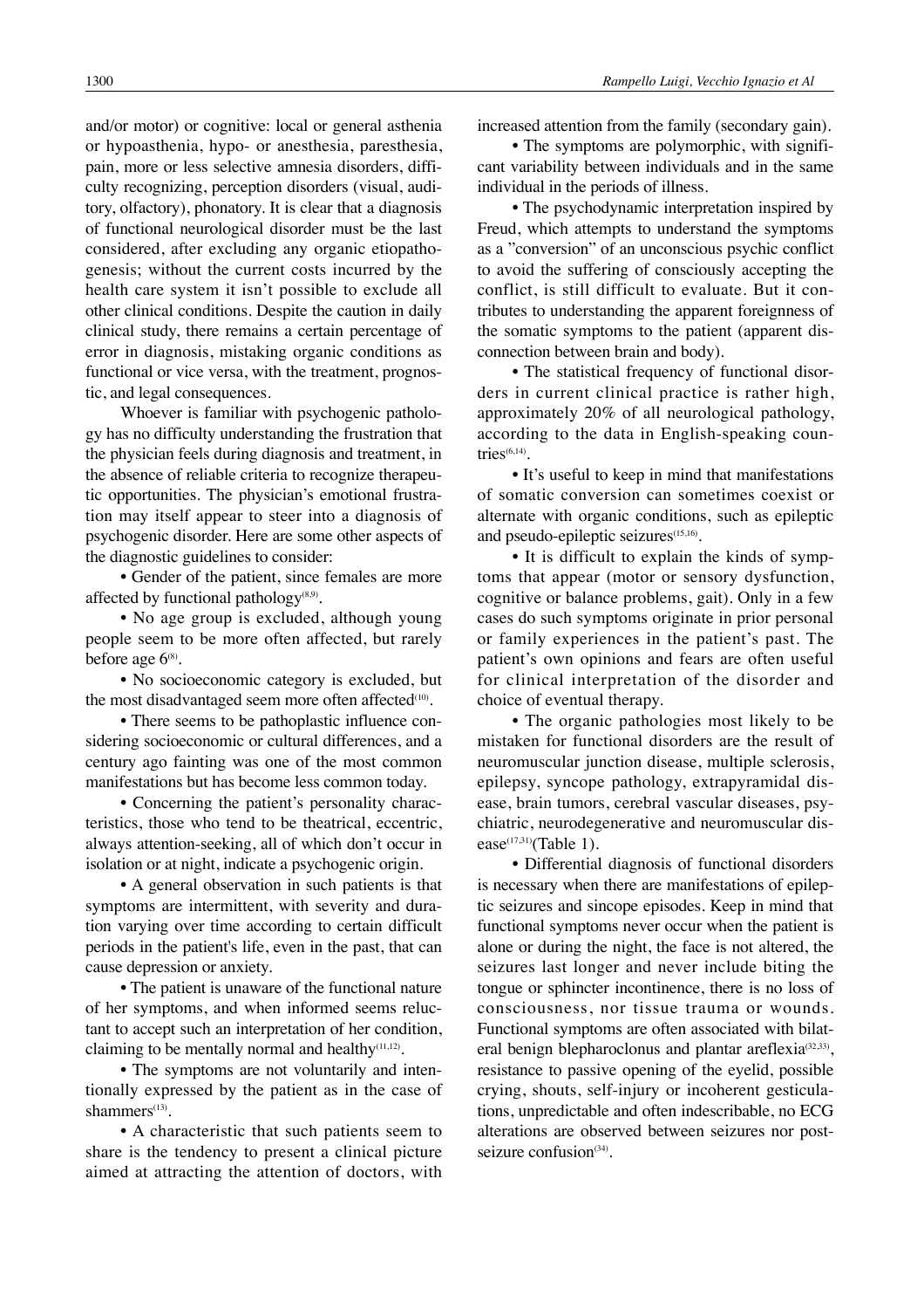and/or motor) or cognitive: local or general asthenia or hypoasthenia, hypo- or anesthesia, paresthesia, pain, more or less selective amnesia disorders, difficulty recognizing, perception disorders (visual, auditory, olfactory), phonatory. It is clear that a diagnosis of functional neurological disorder must be the last considered, after excluding any organic etiopathogenesis; without the current costs incurred by the health care system it isn't possible to exclude all other clinical conditions. Despite the caution in daily clinical study, there remains a certain percentage of error in diagnosis, mistaking organic conditions as functional or vice versa, with the treatment, prognostic, and legal consequences.

Whoever is familiar with psychogenic pathology has no difficulty understanding the frustration that the physician feels during diagnosis and treatment, in the absence of reliable criteria to recognize therapeutic opportunities. The physician's emotional frustration may itself appear to steer into a diagnosis of psychogenic disorder. Here are some other aspects of the diagnostic guidelines to consider:

- Gender of the patient, since females are more affected by functional pathology[8,9].
- No age group is excluded, although young people seem to be more often affected, but rarely before age 6[8].
- No socioeconomic category is excluded, but the most disadvantaged seem more often affected[10].
- There seems to be pathoplastic influence considering socioeconomic or cultural differences, and a century ago fainting was one of the most common manifestations but has become less common today.
- Concerning the patient's personality characteristics, those who tend to be theatrical, eccentric, always attention-seeking, all of which don't occur in isolation or at night, indicate a psychogenic origin.
- A general observation in such patients is that symptoms are intermittent, with severity and duration varying over time according to certain difficult periods in the patient's life, even in the past, that can cause depression or anxiety.
- The patient is unaware of the functional nature of her symptoms, and when informed seems reluctant to accept such an interpretation of her condition, claiming to be mentally normal and healthy[11,12].
- The symptoms are not voluntarily and intentionally expressed by the patient as in the case of shammers[13].
- A characteristic that such patients seem to share is the tendency to present a clinical picture aimed at attracting the attention of doctors, with increased attention from the family (secondary gain).
- The symptoms are polymorphic, with significant variability between individuals and in the same individual in the periods of illness.
- The psychodynamic interpretation inspired by Freud, which attempts to understand the symptoms as a "conversion" of an unconscious psychic conflict to avoid the suffering of consciously accepting the conflict, is still difficult to evaluate. But it contributes to understanding the apparent foreignness of the somatic symptoms to the patient (apparent disconnection between brain and body).
- The statistical frequency of functional disorders in current clinical practice is rather high, approximately 20% of all neurological pathology, according to the data in English-speaking countries[6,14].
- It's useful to keep in mind that manifestations of somatic conversion can sometimes coexist or alternate with organic conditions, such as epileptic and pseudo-epileptic seizures[15,16].
- It is difficult to explain the kinds of symptoms that appear (motor or sensory dysfunction, cognitive or balance problems, gait). Only in a few cases do such symptoms originate in prior personal or family experiences in the patient's past. The patient's own opinions and fears are often useful for clinical interpretation of the disorder and choice of eventual therapy.
- The organic pathologies most likely to be mistaken for functional disorders are the result of neuromuscular junction disease, multiple sclerosis, epilepsy, syncope pathology, extrapyramidal disease, brain tumors, cerebral vascular diseases, psychiatric, neurodegenerative and neuromuscular disease[17,31](Table 1).
- Differential diagnosis of functional disorders is necessary when there are manifestations of epileptic seizures and sincope episodes. Keep in mind that functional symptoms never occur when the patient is alone or during the night, the face is not altered, the seizures last longer and never include biting the tongue or sphincter incontinence, there is no loss of consciousness, nor tissue trauma or wounds. Functional symptoms are often associated with bilateral benign blepharoclonus and plantar areflexia[32,33], resistance to passive opening of the eyelid, possible crying, shouts, self-injury or incoherent gesticulations, unpredictable and often indescribable, no ECG alterations are observed between seizures nor post-seizure confusion[34].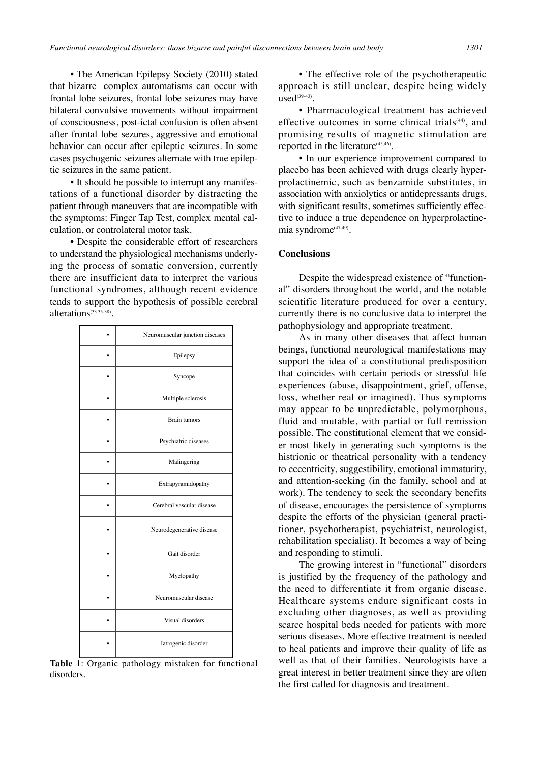• The American Epilepsy Society (2010) stated that bizarre complex automatisms can occur with frontal lobe seizures, frontal lobe seizures may have bilateral convulsive movements without impairment of consciousness, post-ictal confusion is often absent after frontal lobe sezures, aggressive and emotional behavior can occur after epileptic seizures. In some cases psychogenic seizures alternate with true epileptic seizures in the same patient.

• It should be possible to interrupt any manifestations of a functional disorder by distracting the patient through maneuvers that are incompatible with the symptoms: Finger Tap Test, complex mental calculation, or controlateral motor task.

• Despite the considerable effort of researchers to understand the physiological mechanisms underlying the process of somatic conversion, currently there are insufficient data to interpret the various functional syndromes, although recent evidence tends to support the hypothesis of possible cerebral alterations[33,35-38].

| | |
|---|---|
| • | Neuromuscular junction diseases |
| • | Epilepsy |
| • | Syncope |
| • | Multiple sclerosis |
| • | Brain tumors |
| • | Psychiatric diseases |
| • | Malingering |
| • | Extrapyramidopathy |
| • | Cerebral vascular disease |
| • | Neurodegenerative disease |
| • | Gait disorder |
| • | Myelopathy |
| • | Neuromuscular disease |
| • | Visual disorders |
| • | Iatrogenic disorder |

**Table 1**: Organic pathology mistaken for functional disorders.

• The effective role of the psychotherapeutic approach is still unclear, despite being widely used[39-43].

• Pharmacological treatment has achieved effective outcomes in some clinical trials[44], and promising results of magnetic stimulation are reported in the literature[45,46].

• In our experience improvement compared to placebo has been achieved with drugs clearly hyperprolactinemic, such as benzamide substitutes, in association with anxiolytics or antidepressants drugs, with significant results, sometimes sufficiently effective to induce a true dependence on hyperprolactinemia syndrome[47-49].

## Conclusions

Despite the widespread existence of "functional" disorders throughout the world, and the notable scientific literature produced for over a century, currently there is no conclusive data to interpret the pathophysiology and appropriate treatment.

As in many other diseases that affect human beings, functional neurological manifestations may support the idea of a constitutional predisposition that coincides with certain periods or stressful life experiences (abuse, disappointment, grief, offense, loss, whether real or imagined). Thus symptoms may appear to be unpredictable, polymorphous, fluid and mutable, with partial or full remission possible. The constitutional element that we consider most likely in generating such symptoms is the histrionic or theatrical personality with a tendency to eccentricity, suggestibility, emotional immaturity, and attention-seeking (in the family, school and at work). The tendency to seek the secondary benefits of disease, encourages the persistence of symptoms despite the efforts of the physician (general practitioner, psychotherapist, psychiatrist, neurologist, rehabilitation specialist). It becomes a way of being and responding to stimuli.

The growing interest in "functional" disorders is justified by the frequency of the pathology and the need to differentiate it from organic disease. Healthcare systems endure significant costs in excluding other diagnoses, as well as providing scarce hospital beds needed for patients with more serious diseases. More effective treatment is needed to heal patients and improve their quality of life as well as that of their families. Neurologists have a great interest in better treatment since they are often the first called for diagnosis and treatment.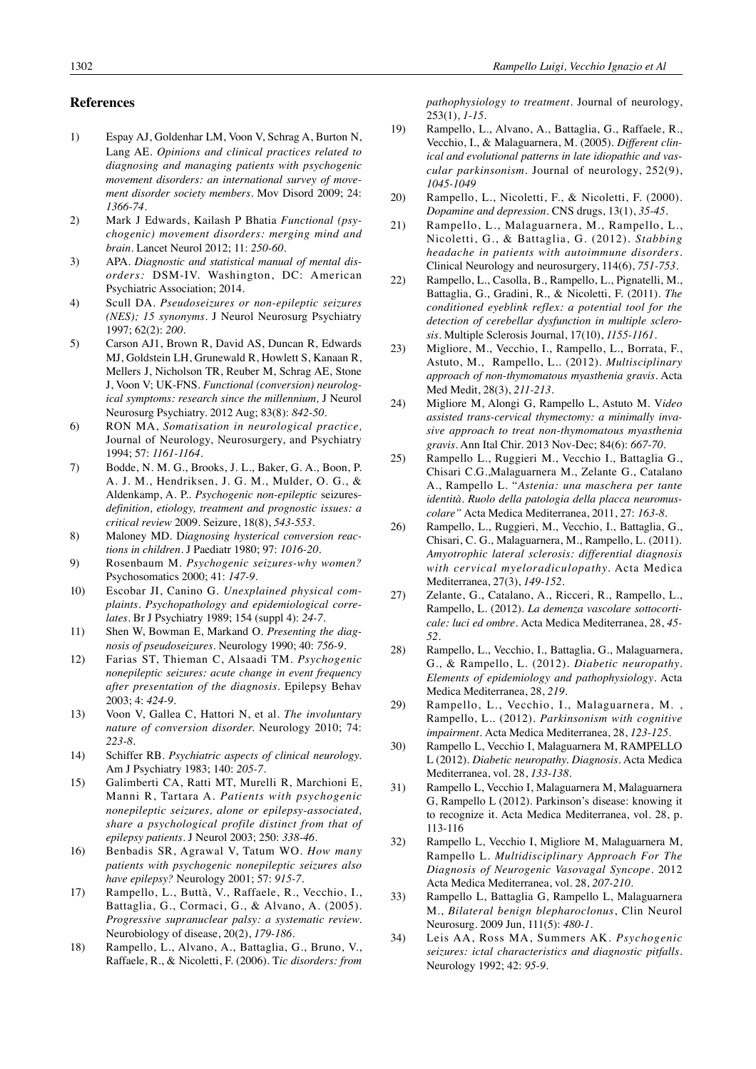## References

1) Espay AJ, Goldenhar LM, Voon V, Schrag A, Burton N, Lang AE. *Opinions and clinical practices related to diagnosing and managing patients with psychogenic movement disorders: an international survey of movement disorder society members*. Mov Disord 2009; 24: *1366-74*.
2) Mark J Edwards, Kailash P Bhatia *Functional (psychogenic) movement disorders: merging mind and brain*. Lancet Neurol 2012; 11: *250-60*.
3) APA. *Diagnostic and statistical manual of mental disorders:* DSM-IV. Washington, DC: American Psychiatric Association; 2014.
4) Scull DA. *Pseudoseizures or non-epileptic seizures (NES); 15 synonyms*. J Neurol Neurosurg Psychiatry 1997; 62(2): *200*.
5) Carson AJ1, Brown R, David AS, Duncan R, Edwards MJ, Goldstein LH, Grunewald R, Howlett S, Kanaan R, Mellers J, Nicholson TR, Reuber M, Schrag AE, Stone J, Voon V; UK-FNS. *Functional (conversion) neurological symptoms: research since the millennium,* J Neurol Neurosurg Psychiatry. 2012 Aug; 83(8): *842-50*.
6) RON MA, *Somatisation in neurological practice,* Journal of Neurology, Neurosurgery, and Psychiatry 1994; 57: *1161-1164*.
7) Bodde, N. M. G., Brooks, J. L., Baker, G. A., Boon, P. A. J. M., Hendriksen, J. G. M., Mulder, O. G., & Aldenkamp, A. P.. *Psychogenic non-epileptic* seizures-*definition, etiology, treatment and prognostic issues: a critical review* 2009. Seizure, 18(8), *543-553*.
8) Maloney MD. D*iagnosing hysterical conversion reactions in children*. J Paediatr 1980; 97: *1016-20*.
9) Rosenbaum M. *Psychogenic seizures-why women?* Psychosomatics 2000; 41: *147-9*.
10) Escobar JI, Canino G. *Unexplained physical complaints. Psychopathology and epidemiological correlates*. Br J Psychiatry 1989; 154 (suppl 4): *24-7*.
11) Shen W, Bowman E, Markand O. *Presenting the diagnosis of pseudoseizures*. Neurology 1990; 40: *756-9*.
12) Farias ST, Thieman C, Alsaadi TM. *Psychogenic nonepileptic seizures: acute change in event frequency after presentation of the diagnosis*. Epilepsy Behav 2003; 4: *424-9*.
13) Voon V, Gallea C, Hattori N, et al. *The involuntary nature of conversion disorder.* Neurology 2010; 74: *223-8*.
14) Schiffer RB. *Psychiatric aspects of clinical neurology.* Am J Psychiatry 1983; 140: *205-7*.
15) Galimberti CA, Ratti MT, Murelli R, Marchioni E, Manni R, Tartara A. *Patients with psychogenic nonepileptic seizures, alone or epilepsy-associated, share a psychological profile distinct from that of epilepsy patients*. J Neurol 2003; 250: *338-46*.
16) Benbadis SR, Agrawal V, Tatum WO. *How many patients with psychogenic nonepileptic seizures also have epilepsy?* Neurology 2001; 57: *915-7*.
17) Rampello, L., Buttà, V., Raffaele, R., Vecchio, I., Battaglia, G., Cormaci, G., & Alvano, A. (2005). *Progressive supranuclear palsy: a systematic review.* Neurobiology of disease, 20(2), *179-186*.
18) Rampello, L., Alvano, A., Battaglia, G., Bruno, V., Raffaele, R., & Nicoletti, F. (2006). T*ic disorders: from pathophysiology to treatment*. Journal of neurology, 253(1), *1-15*.
19) Rampello, L., Alvano, A., Battaglia, G., Raffaele, R., Vecchio, I., & Malaguarnera, M. (2005). *Different clinical and evolutional patterns in late idiopathic and vascular parkinsonism*. Journal of neurology, 252(9), *1045-1049*
20) Rampello, L., Nicoletti, F., & Nicoletti, F. (2000). *Dopamine and depression*. CNS drugs, 13(1), *35-45*.
21) Rampello, L., Malaguarnera, M., Rampello, L., Nicoletti, G., & Battaglia, G. (2012). *Stabbing headache in patients with autoimmune disorders*. Clinical Neurology and neurosurgery, 114(6), *751-753*.
22) Rampello, L., Casolla, B., Rampello, L., Pignatelli, M., Battaglia, G., Gradini, R., & Nicoletti, F. (2011). *The conditioned eyeblink reflex: a potential tool for the detection of cerebellar dysfunction in multiple sclerosis*. Multiple Sclerosis Journal, 17(10), *1155-1161*.
23) Migliore, M., Vecchio, I., Rampello, L., Borrata, F., Astuto, M., Rampello, L.. (2012). *Multisciplinary approach of non-thymomatous myasthenia gravis*. Acta Med Medit, 28(3), *211-213*.
24) Migliore M, Alongi G, Rampello L, Astuto M. V*ideo assisted trans-cervical thymectomy: a minimally invasive approach to treat non-thymomatous myasthenia gravis*. Ann Ital Chir. 2013 Nov-Dec; 84(6): *667-70*.
25) Rampello L., Ruggieri M., Vecchio I., Battaglia G., Chisari C.G.,Malaguarnera M., Zelante G., Catalano A., Rampello L. "*Astenia: una maschera per tante identità. Ruolo della patologia della placca neuromuscolare"* Acta Medica Mediterranea, 2011, 27: *163-8*.
26) Rampello, L., Ruggieri, M., Vecchio, I., Battaglia, G., Chisari, C. G., Malaguarnera, M., Rampello, L. (2011). *Amyotrophic lateral sclerosis: differential diagnosis with cervical myeloradiculopathy*. Acta Medica Mediterranea, 27(3), *149-152*.
27) Zelante, G., Catalano, A., Ricceri, R., Rampello, L., Rampello, L. (2012). *La demenza vascolare sottocorticale: luci ed ombre*. Acta Medica Mediterranea, 28, *45-52*.
28) Rampello, L., Vecchio, I., Battaglia, G., Malaguarnera, G., & Rampello, L. (2012). *Diabetic neuropathy. Elements of epidemiology and pathophysiology*. Acta Medica Mediterranea, 28, *219*.
29) Rampello, L., Vecchio, I., Malaguarnera, M. , Rampello, L.. (2012). *Parkinsonism with cognitive impairment*. Acta Medica Mediterranea, 28, *123-125*.
30) Rampello L, Vecchio I, Malaguarnera M, RAMPELLO L (2012). *Diabetic neuropathy. Diagnosis*. Acta Medica Mediterranea, vol. 28, *133-138*.
31) Rampello L, Vecchio I, Malaguarnera M, Malaguarnera G, Rampello L (2012). Parkinson's disease: knowing it to recognize it. Acta Medica Mediterranea, vol. 28, p. 113-116
32) Rampello L, Vecchio I, Migliore M, Malaguarnera M, Rampello L. *Multidisciplinary Approach For The Diagnosis of Neurogenic Vasovagal Syncope*. 2012 Acta Medica Mediterranea, vol. 28, *207-210*.
33) Rampello L, Battaglia G, Rampello L, Malaguarnera M., *Bilateral benign blepharoclonus*, Clin Neurol Neurosurg. 2009 Jun, 111(5): *480-1*.
34) Leis AA, Ross MA, Summers AK. *Psychogenic seizures: ictal characteristics and diagnostic pitfalls*. Neurology 1992; 42: *95-9*.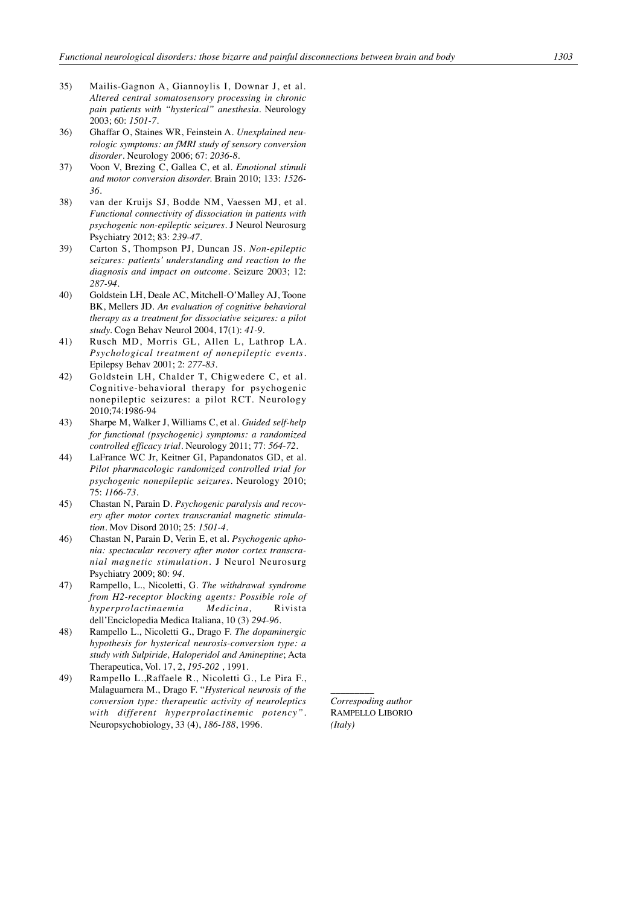35) Mailis-Gagnon A, Giannoylis I, Downar J, et al. *Altered central somatosensory processing in chronic pain patients with "hysterical" anesthesia*. Neurology 2003; 60: *1501-7*.
36) Ghaffar O, Staines WR, Feinstein A. *Unexplained neurologic symptoms: an fMRI study of sensory conversion disorder*. Neurology 2006; 67: *2036-8*.
37) Voon V, Brezing C, Gallea C, et al. *Emotional stimuli and motor conversion disorder.* Brain 2010; 133: *1526-36*.
38) van der Kruijs SJ, Bodde NM, Vaessen MJ, et al. *Functional connectivity of dissociation in patients with psychogenic non-epileptic seizures*. J Neurol Neurosurg Psychiatry 2012; 83: *239-47*.
39) Carton S, Thompson PJ, Duncan JS. *Non-epileptic seizures: patients' understanding and reaction to the diagnosis and impact on outcome*. Seizure 2003; 12: *287-94*.
40) Goldstein LH, Deale AC, Mitchell-O'Malley AJ, Toone BK, Mellers JD. *An evaluation of cognitive behavioral therapy as a treatment for dissociative seizures: a pilot study*. Cogn Behav Neurol 2004, 17(1): *41-9*.
41) Rusch MD, Morris GL, Allen L, Lathrop LA. *Psychological treatment of nonepileptic events*. Epilepsy Behav 2001; 2: *277-83*.
42) Goldstein LH, Chalder T, Chigwedere C, et al. Cognitive-behavioral therapy for psychogenic nonepileptic seizures: a pilot RCT. Neurology 2010;74:1986-94
43) Sharpe M, Walker J, Williams C, et al. *Guided self-help for functional (psychogenic) symptoms: a randomized controlled efficacy trial*. Neurology 2011; 77: *564-72*.
44) LaFrance WC Jr, Keitner GI, Papandonatos GD, et al. *Pilot pharmacologic randomized controlled trial for psychogenic nonepileptic seizures*. Neurology 2010; 75: *1166-73*.
45) Chastan N, Parain D. *Psychogenic paralysis and recovery after motor cortex transcranial magnetic stimulation*. Mov Disord 2010; 25: *1501-4*.
46) Chastan N, Parain D, Verin E, et al. *Psychogenic aphonia: spectacular recovery after motor cortex transcranial magnetic stimulation*. J Neurol Neurosurg Psychiatry 2009; 80: *94*.
47) Rampello, L., Nicoletti, G. *The withdrawal syndrome from H2-receptor blocking agents: Possible role of hyperprolactinaemia Medicina,* Rivista dell'Enciclopedia Medica Italiana, 10 (3) *294-96*.
48) Rampello L., Nicoletti G., Drago F. *The dopaminergic hypothesis for hysterical neurosis-conversion type: a study with Sulpiride, Haloperidol and Amineptine*; Acta Therapeutica, Vol. 17, 2, *195-202* , 1991.
49) Rampello L.,Raffaele R., Nicoletti G., Le Pira F., Malaguarnera M., Drago F. "*Hysterical neurosis of the conversion type: therapeutic activity of neuroleptics with different hyperprolactinemic potency*". Neuropsychobiology, 33 (4), *186-188*, 1996.

*Correspoding author*
RAMPELLO LIBORIO
*(Italy)*